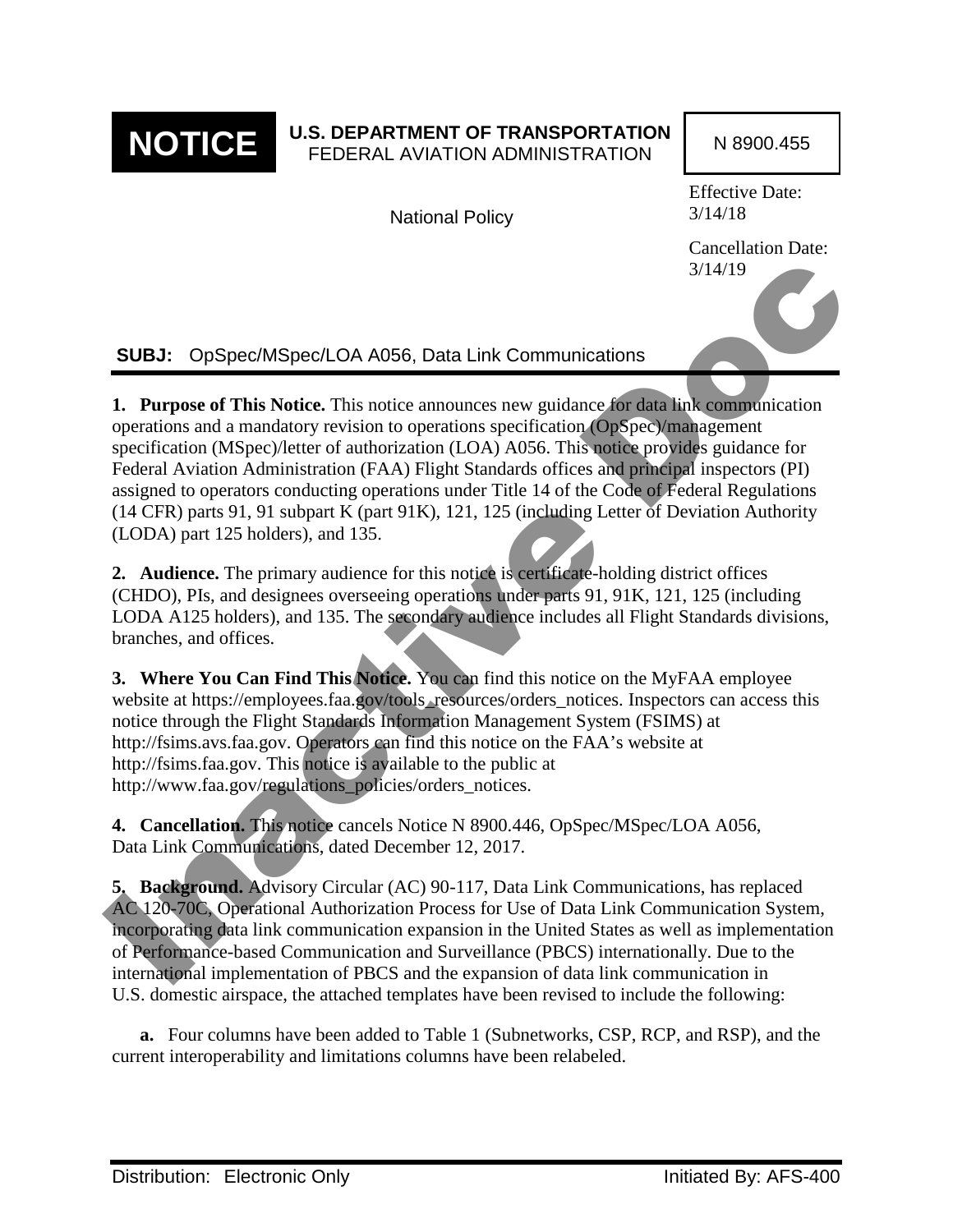**NOTICE**

**U.S. DEPARTMENT OF TRANSPORTATION**
FEDERAL AVIATION ADMINISTRATION

National Policy

N 8900.455

Effective Date: 3/14/18

Cancellation Date: 3/14/19

**SUBJ:** OpSpec/MSpec/LOA A056, Data Link Communications

**1. Purpose of This Notice.** This notice announces new guidance for data link communication operations and a mandatory revision to operations specification (OpSpec)/management specification (MSpec)/letter of authorization (LOA) A056. This notice provides guidance for Federal Aviation Administration (FAA) Flight Standards offices and principal inspectors (PI) assigned to operators conducting operations under Title 14 of the Code of Federal Regulations (14 CFR) parts 91, 91 subpart K (part 91K), 121, 125 (including Letter of Deviation Authority (LODA) part 125 holders), and 135.

**2. Audience.** The primary audience for this notice is certificate-holding district offices (CHDO), PIs, and designees overseeing operations under parts 91, 91K, 121, 125 (including LODA A125 holders), and 135. The secondary audience includes all Flight Standards divisions, branches, and offices.

**3. Where You Can Find This Notice.** You can find this notice on the MyFAA employee website at https://employees.faa.gov/tools_resources/orders_notices. Inspectors can access this notice through the Flight Standards Information Management System (FSIMS) at http://fsims.avs.faa.gov. Operators can find this notice on the FAA's website at http://fsims.faa.gov. This notice is available to the public at http://www.faa.gov/regulations_policies/orders_notices.

**4. Cancellation.** This notice cancels Notice N 8900.446, OpSpec/MSpec/LOA A056, Data Link Communications, dated December 12, 2017.

**5. Background.** Advisory Circular (AC) 90-117, Data Link Communications, has replaced AC 120-70C, Operational Authorization Process for Use of Data Link Communication System, incorporating data link communication expansion in the United States as well as implementation of Performance-based Communication and Surveillance (PBCS) internationally. Due to the international implementation of PBCS and the expansion of data link communication in U.S. domestic airspace, the attached templates have been revised to include the following:

**a.** Four columns have been added to Table 1 (Subnetworks, CSP, RCP, and RSP), and the current interoperability and limitations columns have been relabeled.

Distribution: Electronic Only

Initiated By: AFS-400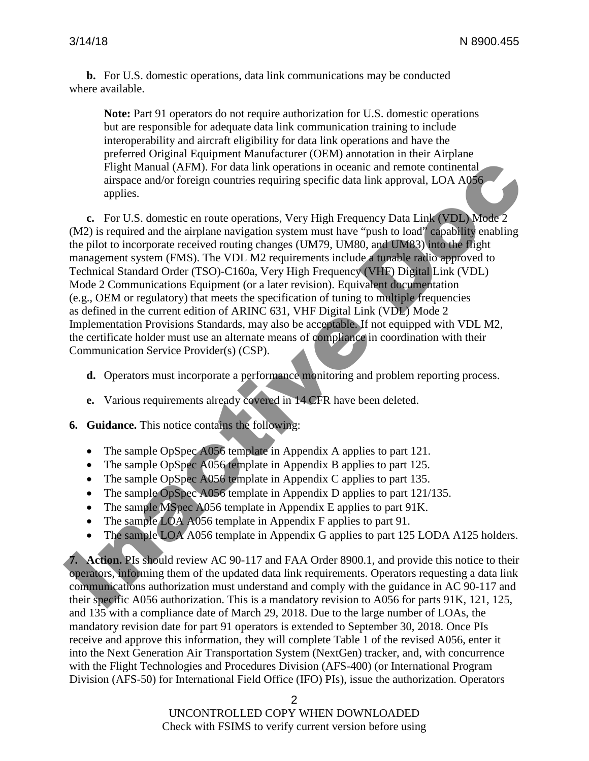**b.** For U.S. domestic operations, data link communications may be conducted where available.

> **Note:** Part 91 operators do not require authorization for U.S. domestic operations but are responsible for adequate data link communication training to include interoperability and aircraft eligibility for data link operations and have the preferred Original Equipment Manufacturer (OEM) annotation in their Airplane Flight Manual (AFM). For data link operations in oceanic and remote continental airspace and/or foreign countries requiring specific data link approval, LOA A056 applies.

**c.** For U.S. domestic en route operations, Very High Frequency Data Link (VDL) Mode 2 (M2) is required and the airplane navigation system must have "push to load" capability enabling the pilot to incorporate received routing changes (UM79, UM80, and UM83) into the flight management system (FMS). The VDL M2 requirements include a tunable radio approved to Technical Standard Order (TSO)-C160a, Very High Frequency (VHF) Digital Link (VDL) Mode 2 Communications Equipment (or a later revision). Equivalent documentation (e.g., OEM or regulatory) that meets the specification of tuning to multiple frequencies as defined in the current edition of ARINC 631, VHF Digital Link (VDL) Mode 2 Implementation Provisions Standards, may also be acceptable. If not equipped with VDL M2, the certificate holder must use an alternate means of compliance in coordination with their Communication Service Provider(s) (CSP).

**d.** Operators must incorporate a performance monitoring and problem reporting process.

**e.** Various requirements already covered in 14 CFR have been deleted.

**6. Guidance.** This notice contains the following:

- The sample OpSpec A056 template in Appendix A applies to part 121.
- The sample OpSpec A056 template in Appendix B applies to part 125.
- The sample OpSpec A056 template in Appendix C applies to part 135.
- The sample OpSpec A056 template in Appendix D applies to part 121/135.
- The sample MSpec A056 template in Appendix E applies to part 91K.
- The sample LOA A056 template in Appendix F applies to part 91.
- The sample LOA A056 template in Appendix G applies to part 125 LODA A125 holders.

**7. Action.** PIs should review AC 90-117 and FAA Order 8900.1, and provide this notice to their operators, informing them of the updated data link requirements. Operators requesting a data link communications authorization must understand and comply with the guidance in AC 90-117 and their specific A056 authorization. This is a mandatory revision to A056 for parts 91K, 121, 125, and 135 with a compliance date of March 29, 2018. Due to the large number of LOAs, the mandatory revision date for part 91 operators is extended to September 30, 2018. Once PIs receive and approve this information, they will complete Table 1 of the revised A056, enter it into the Next Generation Air Transportation System (NextGen) tracker, and, with concurrence with the Flight Technologies and Procedures Division (AFS-400) (or International Program Division (AFS-50) for International Field Office (IFO) PIs), issue the authorization. Operators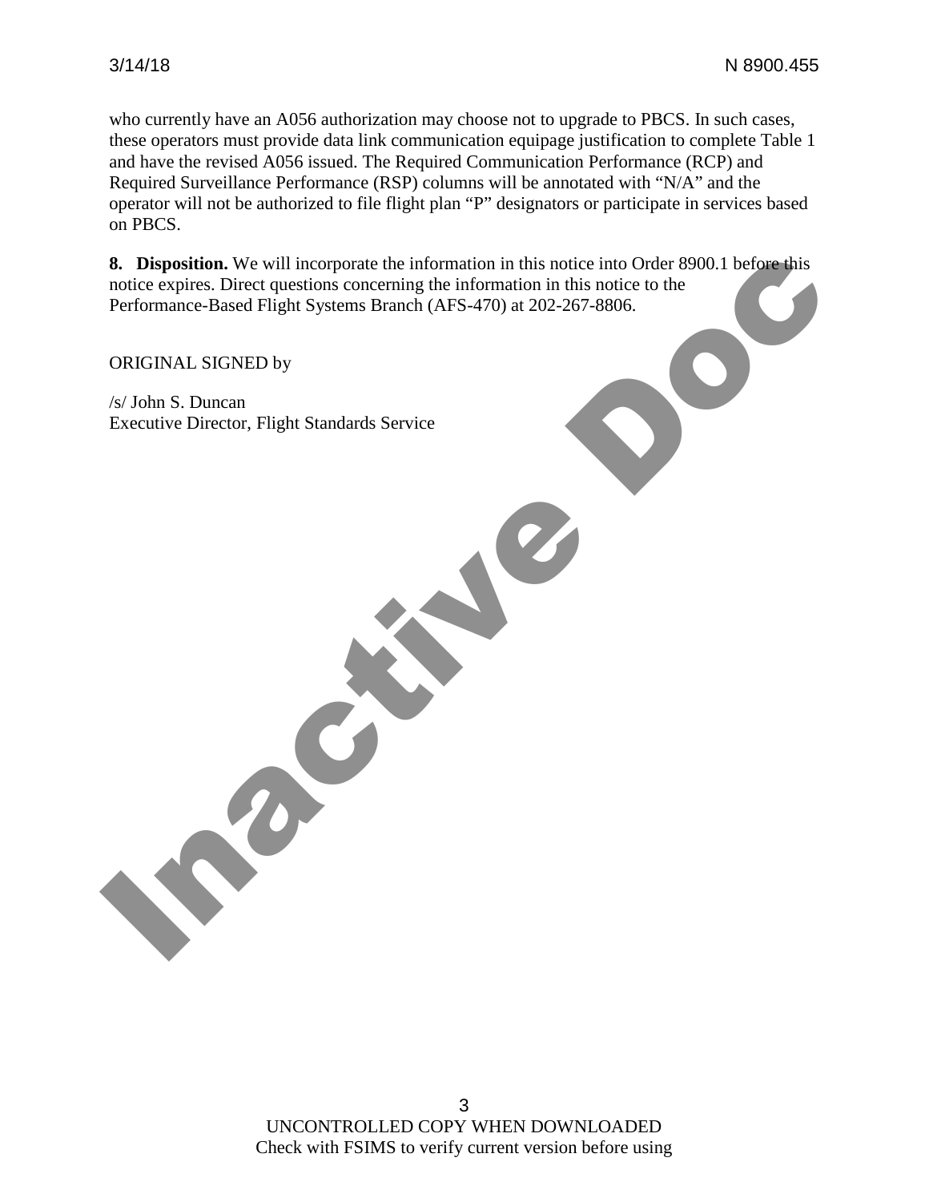who currently have an A056 authorization may choose not to upgrade to PBCS. In such cases, these operators must provide data link communication equipage justification to complete Table 1 and have the revised A056 issued. The Required Communication Performance (RCP) and Required Surveillance Performance (RSP) columns will be annotated with "N/A" and the operator will not be authorized to file flight plan "P" designators or participate in services based on PBCS.

**8. Disposition.** We will incorporate the information in this notice into Order 8900.1 before this notice expires. Direct questions concerning the information in this notice to the Performance-Based Flight Systems Branch (AFS-470) at 202-267-8806.

ORIGINAL SIGNED by

/s/ John S. Duncan
Executive Director, Flight Standards Service

UNCONTROLLED COPY WHEN DOWNLOADED
Check with FSIMS to verify current version before using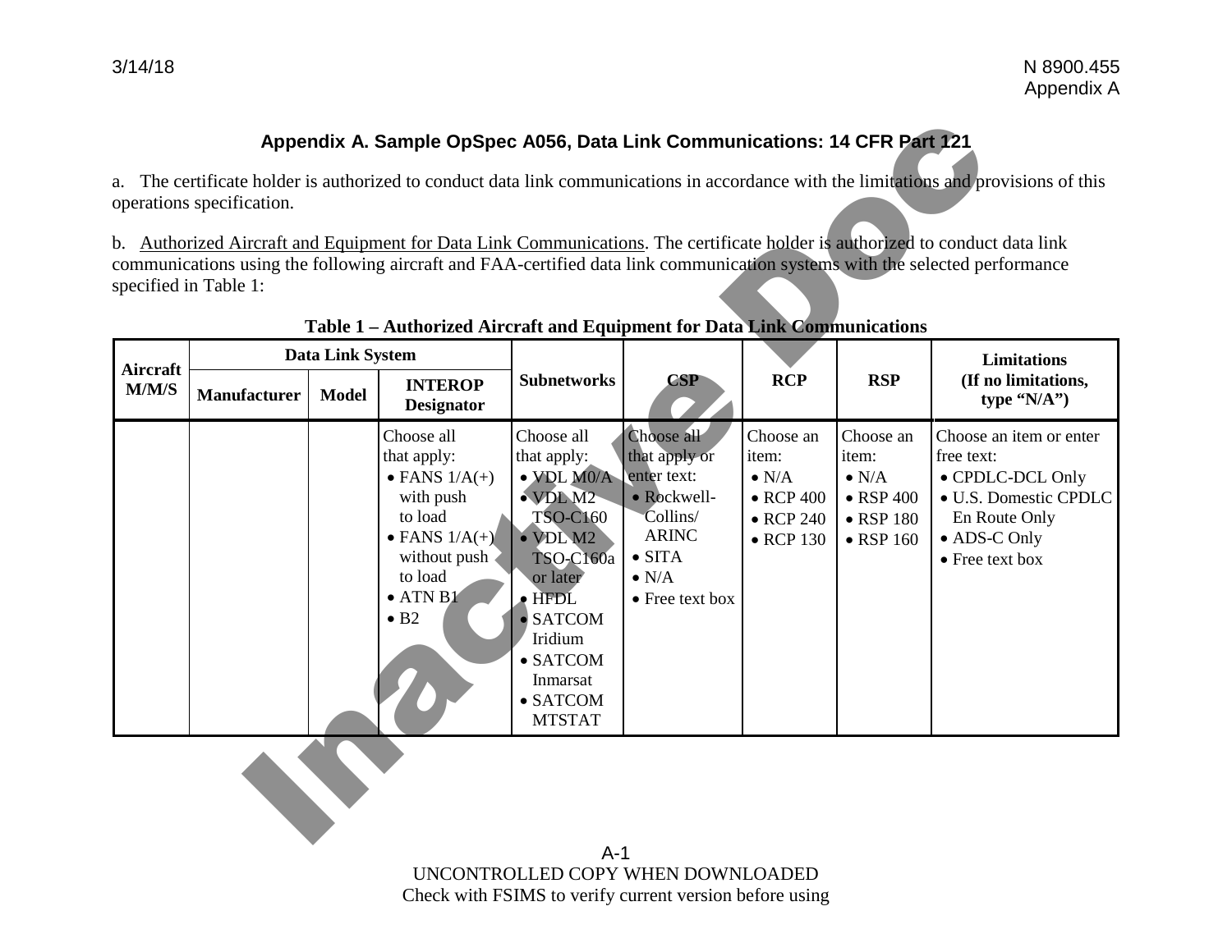## Appendix A. Sample OpSpec A056, Data Link Communications: 14 CFR Part 121

a. The certificate holder is authorized to conduct data link communications in accordance with the limitations and provisions of this operations specification.

b. Authorized Aircraft and Equipment for Data Link Communications. The certificate holder is authorized to conduct data link communications using the following aircraft and FAA-certified data link communication systems with the selected performance specified in Table 1:

**Table 1 – Authorized Aircraft and Equipment for Data Link Communications**

| Aircraft M/M/S | Data Link System | | | Subnetworks | CSP | RCP | RSP | Limitations (If no limitations, type "N/A") |
|---|---|---|---|---|---|---|---|---|
| | Manufacturer | Model | INTEROP Designator | | | | | |
| | | | Choose all that apply: • FANS 1/A(+) with push to load • FANS 1/A(+) without push to load • ATN B1 • B2 | Choose all that apply: • VDL M0/A • VDL M2 TSO-C160 • VDL M2 TSO-C160a or later • HFDL • SATCOM Iridium • SATCOM Inmarsat • SATCOM MTSTAT | Choose all that apply or enter text: • Rockwell-Collins/ ARINC • SITA • N/A • Free text box | Choose an item: • N/A • RCP 400 • RCP 240 • RCP 130 | Choose an item: • N/A • RSP 400 • RSP 180 • RSP 160 | Choose an item or enter free text: • CPDLC-DCL Only • U.S. Domestic CPDLC En Route Only • ADS-C Only • Free text box |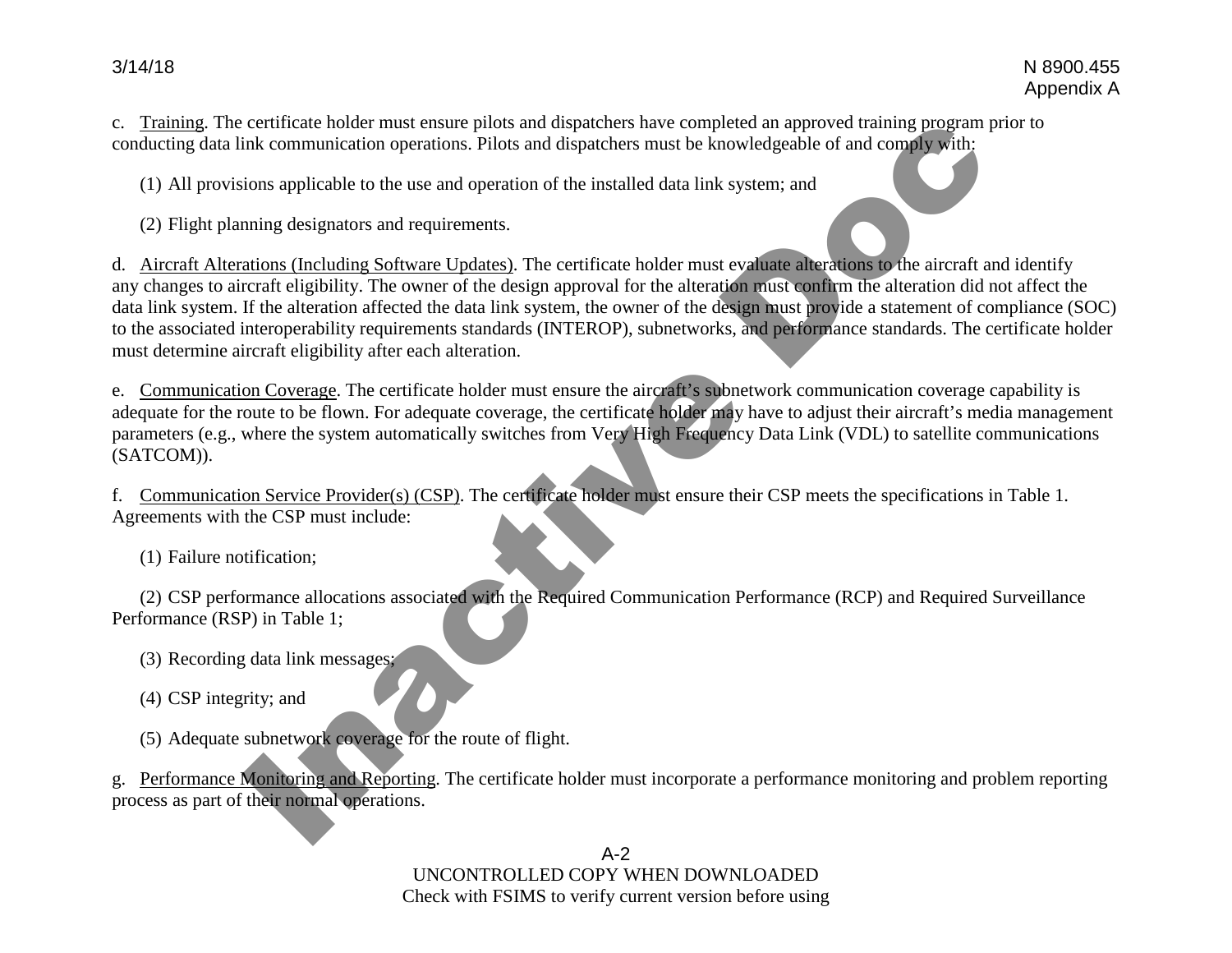c. Training. The certificate holder must ensure pilots and dispatchers have completed an approved training program prior to conducting data link communication operations. Pilots and dispatchers must be knowledgeable of and comply with:

(1) All provisions applicable to the use and operation of the installed data link system; and

(2) Flight planning designators and requirements.

d. Aircraft Alterations (Including Software Updates). The certificate holder must evaluate alterations to the aircraft and identify any changes to aircraft eligibility. The owner of the design approval for the alteration must confirm the alteration did not affect the data link system. If the alteration affected the data link system, the owner of the design must provide a statement of compliance (SOC) to the associated interoperability requirements standards (INTEROP), subnetworks, and performance standards. The certificate holder must determine aircraft eligibility after each alteration.

e. Communication Coverage. The certificate holder must ensure the aircraft's subnetwork communication coverage capability is adequate for the route to be flown. For adequate coverage, the certificate holder may have to adjust their aircraft's media management parameters (e.g., where the system automatically switches from Very High Frequency Data Link (VDL) to satellite communications (SATCOM)).

f. Communication Service Provider(s) (CSP). The certificate holder must ensure their CSP meets the specifications in Table 1. Agreements with the CSP must include:

(1) Failure notification;

(2) CSP performance allocations associated with the Required Communication Performance (RCP) and Required Surveillance Performance (RSP) in Table 1;

(3) Recording data link messages;

(4) CSP integrity; and

(5) Adequate subnetwork coverage for the route of flight.

g. Performance Monitoring and Reporting. The certificate holder must incorporate a performance monitoring and problem reporting process as part of their normal operations.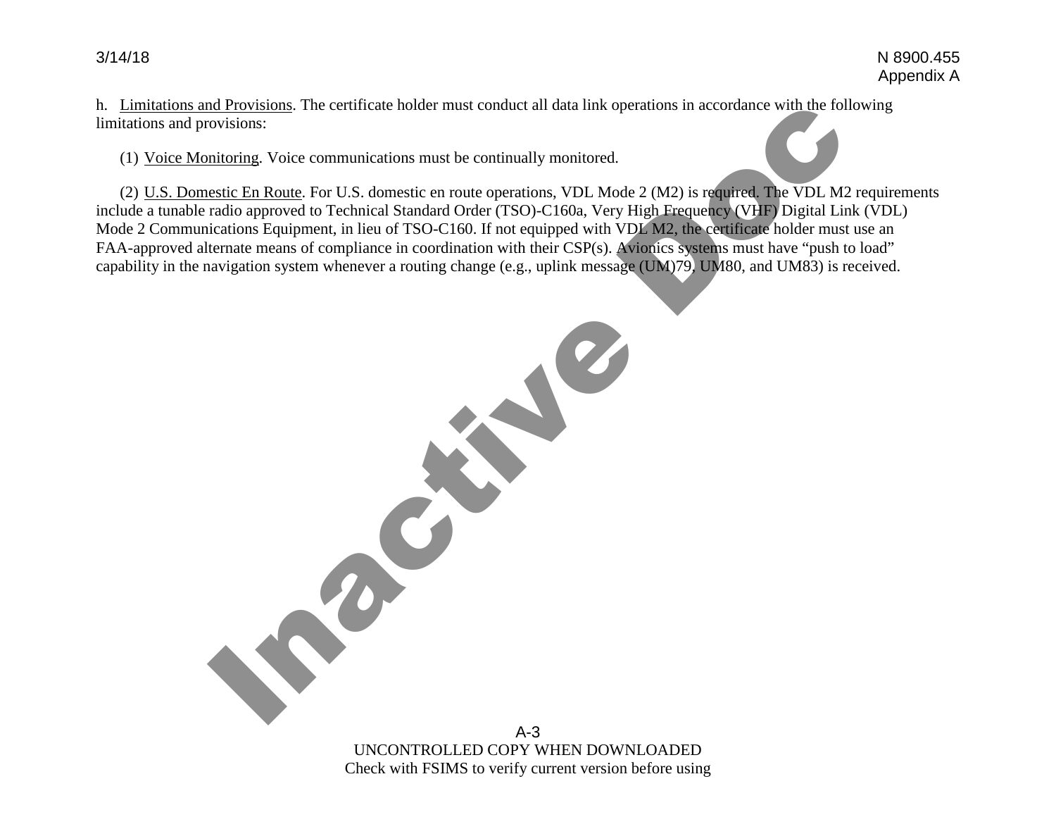h. Limitations and Provisions. The certificate holder must conduct all data link operations in accordance with the following limitations and provisions:

(1) Voice Monitoring. Voice communications must be continually monitored.

(2) U.S. Domestic En Route. For U.S. domestic en route operations, VDL Mode 2 (M2) is required. The VDL M2 requirements include a tunable radio approved to Technical Standard Order (TSO)-C160a, Very High Frequency (VHF) Digital Link (VDL) Mode 2 Communications Equipment, in lieu of TSO-C160. If not equipped with VDL M2, the certificate holder must use an FAA-approved alternate means of compliance in coordination with their CSP(s). Avionics systems must have "push to load" capability in the navigation system whenever a routing change (e.g., uplink message (UM)79, UM80, and UM83) is received.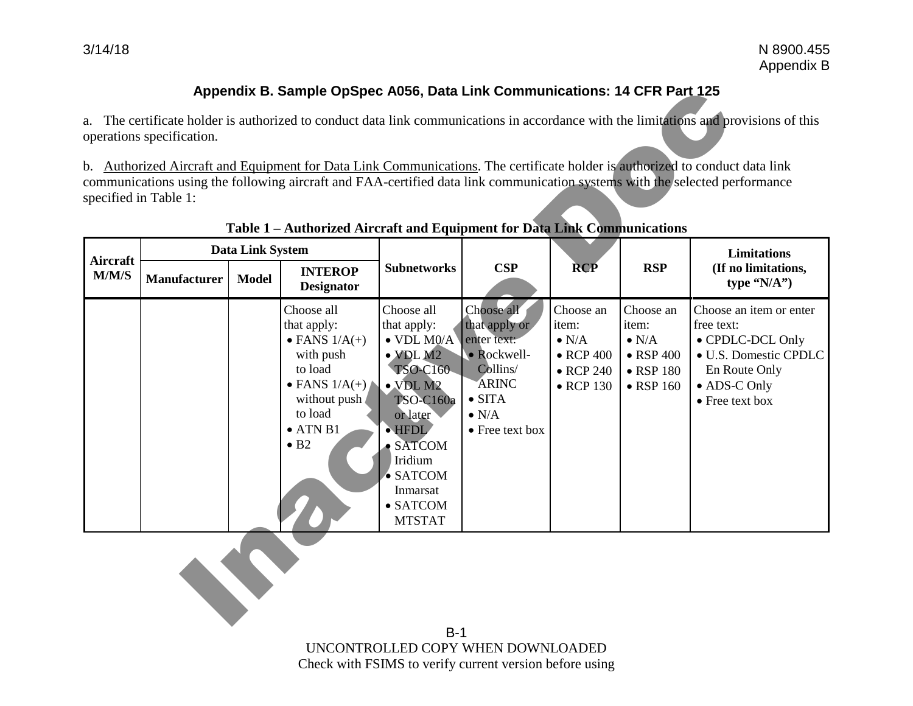## Appendix B. Sample OpSpec A056, Data Link Communications: 14 CFR Part 125

a. The certificate holder is authorized to conduct data link communications in accordance with the limitations and provisions of this operations specification.

b. Authorized Aircraft and Equipment for Data Link Communications. The certificate holder is authorized to conduct data link communications using the following aircraft and FAA-certified data link communication systems with the selected performance specified in Table 1:

**Table 1 – Authorized Aircraft and Equipment for Data Link Communications**

| Aircraft M/M/S | Data Link System | | | Subnetworks | CSP | RCP | RSP | Limitations (If no limitations, type "N/A") |
|---|---|---|---|---|---|---|---|---|
| | Manufacturer | Model | INTEROP Designator | | | | | |
| | | | Choose all that apply: • FANS 1/A(+) with push to load • FANS 1/A(+) without push to load • ATN B1 • B2 | Choose all that apply: • VDL M0/A • VDL M2 TSO-C160 • VDL M2 TSO-C160a or later • HFDL • SATCOM Iridium • SATCOM Inmarsat • SATCOM MTSTAT | Choose all that apply or enter text: • Rockwell-Collins/ARINC • SITA • N/A • Free text box | Choose an item: • N/A • RCP 400 • RCP 240 • RCP 130 | Choose an item: • N/A • RSP 400 • RSP 180 • RSP 160 | Choose an item or enter free text: • CPDLC-DCL Only • U.S. Domestic CPDLC En Route Only • ADS-C Only • Free text box |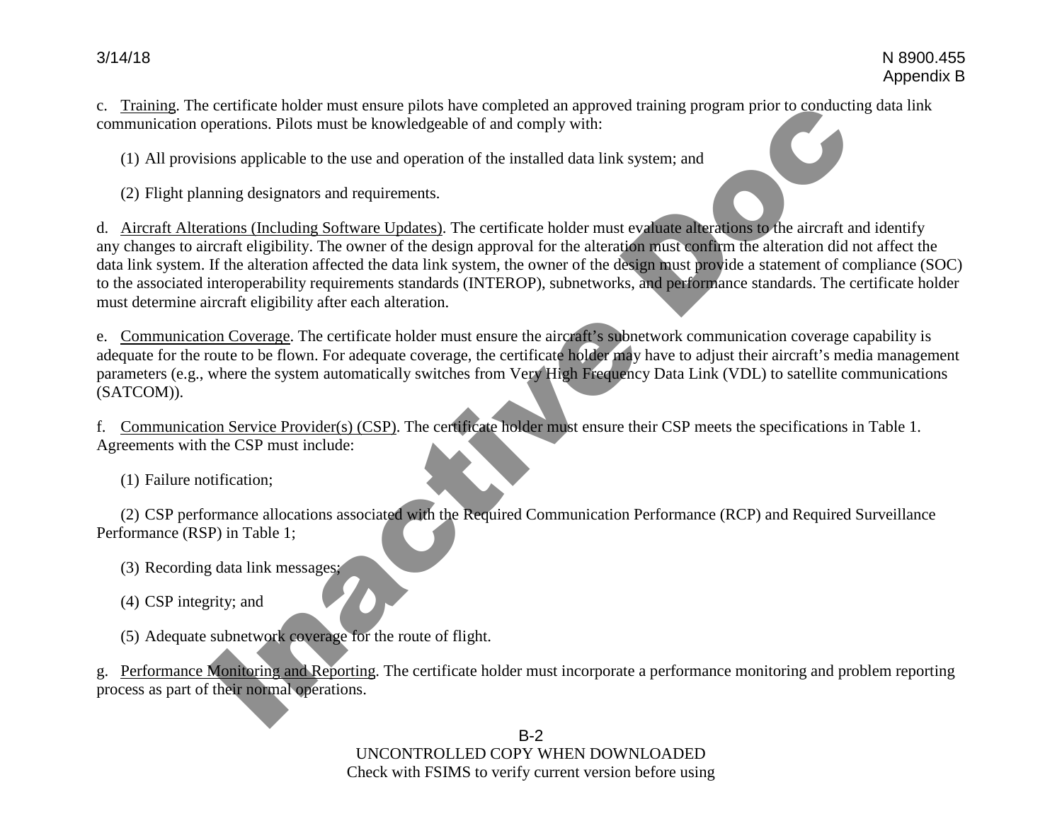c. <u>Training</u>. The certificate holder must ensure pilots have completed an approved training program prior to conducting data link communication operations. Pilots must be knowledgeable of and comply with:

(1) All provisions applicable to the use and operation of the installed data link system; and

(2) Flight planning designators and requirements.

d. <u>Aircraft Alterations (Including Software Updates)</u>. The certificate holder must evaluate alterations to the aircraft and identify any changes to aircraft eligibility. The owner of the design approval for the alteration must confirm the alteration did not affect the data link system. If the alteration affected the data link system, the owner of the design must provide a statement of compliance (SOC) to the associated interoperability requirements standards (INTEROP), subnetworks, and performance standards. The certificate holder must determine aircraft eligibility after each alteration.

e. <u>Communication Coverage</u>. The certificate holder must ensure the aircraft's subnetwork communication coverage capability is adequate for the route to be flown. For adequate coverage, the certificate holder may have to adjust their aircraft's media management parameters (e.g., where the system automatically switches from Very High Frequency Data Link (VDL) to satellite communications (SATCOM)).

f. <u>Communication Service Provider(s) (CSP)</u>. The certificate holder must ensure their CSP meets the specifications in Table 1. Agreements with the CSP must include:

(1) Failure notification;

(2) CSP performance allocations associated with the Required Communication Performance (RCP) and Required Surveillance Performance (RSP) in Table 1;

(3) Recording data link messages;

(4) CSP integrity; and

(5) Adequate subnetwork coverage for the route of flight.

g. <u>Performance Monitoring and Reporting</u>. The certificate holder must incorporate a performance monitoring and problem reporting process as part of their normal operations.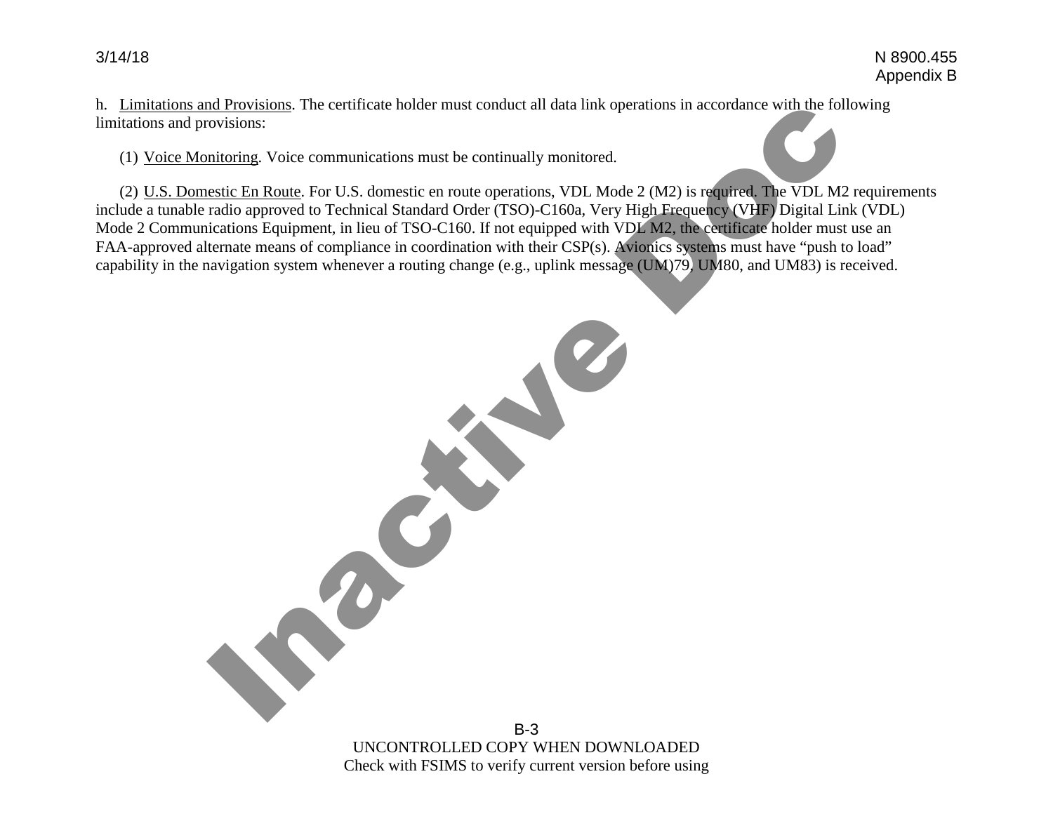h. Limitations and Provisions. The certificate holder must conduct all data link operations in accordance with the following limitations and provisions:

(1) Voice Monitoring. Voice communications must be continually monitored.

(2) U.S. Domestic En Route. For U.S. domestic en route operations, VDL Mode 2 (M2) is required. The VDL M2 requirements include a tunable radio approved to Technical Standard Order (TSO)-C160a, Very High Frequency (VHF) Digital Link (VDL) Mode 2 Communications Equipment, in lieu of TSO-C160. If not equipped with VDL M2, the certificate holder must use an FAA-approved alternate means of compliance in coordination with their CSP(s). Avionics systems must have "push to load" capability in the navigation system whenever a routing change (e.g., uplink message (UM)79, UM80, and UM83) is received.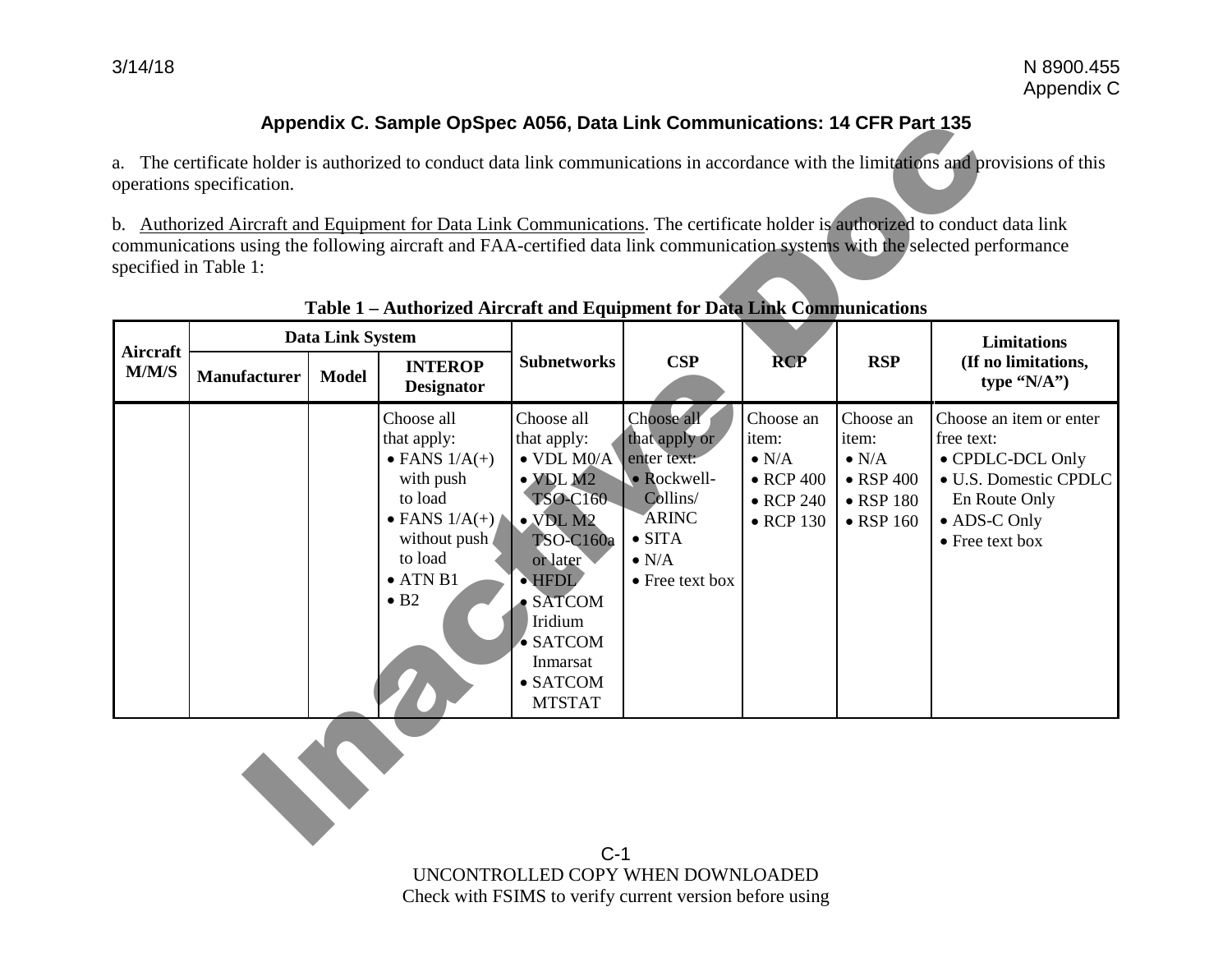## Appendix C. Sample OpSpec A056, Data Link Communications: 14 CFR Part 135

a. The certificate holder is authorized to conduct data link communications in accordance with the limitations and provisions of this operations specification.

b. Authorized Aircraft and Equipment for Data Link Communications. The certificate holder is authorized to conduct data link communications using the following aircraft and FAA-certified data link communication systems with the selected performance specified in Table 1:

**Table 1 – Authorized Aircraft and Equipment for Data Link Communications**

| Aircraft M/M/S | Data Link System | | | Subnetworks | CSP | RCP | RSP | Limitations (If no limitations, type "N/A") |
|---|---|---|---|---|---|---|---|---|
| | Manufacturer | Model | INTEROP Designator | | | | | |
| | | | Choose all that apply: • FANS 1/A(+) with push to load • FANS 1/A(+) without push to load • ATN B1 • B2 | Choose all that apply: • VDL M0/A • VDL M2 TSO-C160 • VDL M2 TSO-C160a or later • HFDL • SATCOM Iridium • SATCOM Inmarsat • SATCOM MTSTAT | Choose all that apply or enter text: • Rockwell-Collins/ ARINC • SITA • N/A • Free text box | Choose an item: • N/A • RCP 400 • RCP 240 • RCP 130 | Choose an item: • N/A • RSP 400 • RSP 180 • RSP 160 | Choose an item or enter free text: • CPDLC-DCL Only • U.S. Domestic CPDLC En Route Only • ADS-C Only • Free text box |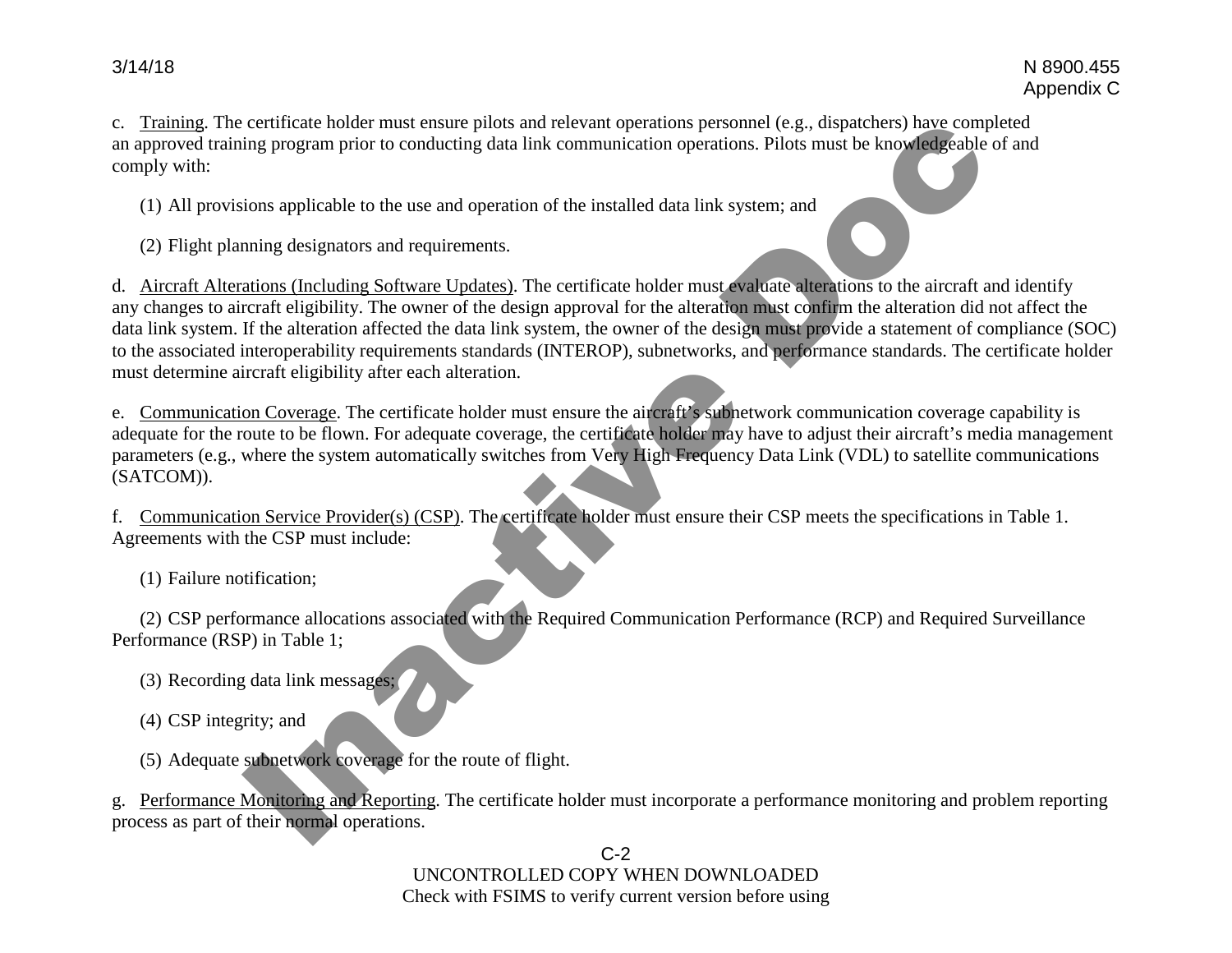c. Training. The certificate holder must ensure pilots and relevant operations personnel (e.g., dispatchers) have completed an approved training program prior to conducting data link communication operations. Pilots must be knowledgeable of and comply with:

(1) All provisions applicable to the use and operation of the installed data link system; and

(2) Flight planning designators and requirements.

d. Aircraft Alterations (Including Software Updates). The certificate holder must evaluate alterations to the aircraft and identify any changes to aircraft eligibility. The owner of the design approval for the alteration must confirm the alteration did not affect the data link system. If the alteration affected the data link system, the owner of the design must provide a statement of compliance (SOC) to the associated interoperability requirements standards (INTEROP), subnetworks, and performance standards. The certificate holder must determine aircraft eligibility after each alteration.

e. Communication Coverage. The certificate holder must ensure the aircraft's subnetwork communication coverage capability is adequate for the route to be flown. For adequate coverage, the certificate holder may have to adjust their aircraft's media management parameters (e.g., where the system automatically switches from Very High Frequency Data Link (VDL) to satellite communications (SATCOM)).

f. Communication Service Provider(s) (CSP). The certificate holder must ensure their CSP meets the specifications in Table 1. Agreements with the CSP must include:

(1) Failure notification;

(2) CSP performance allocations associated with the Required Communication Performance (RCP) and Required Surveillance Performance (RSP) in Table 1;

(3) Recording data link messages;

(4) CSP integrity; and

(5) Adequate subnetwork coverage for the route of flight.

g. Performance Monitoring and Reporting. The certificate holder must incorporate a performance monitoring and problem reporting process as part of their normal operations.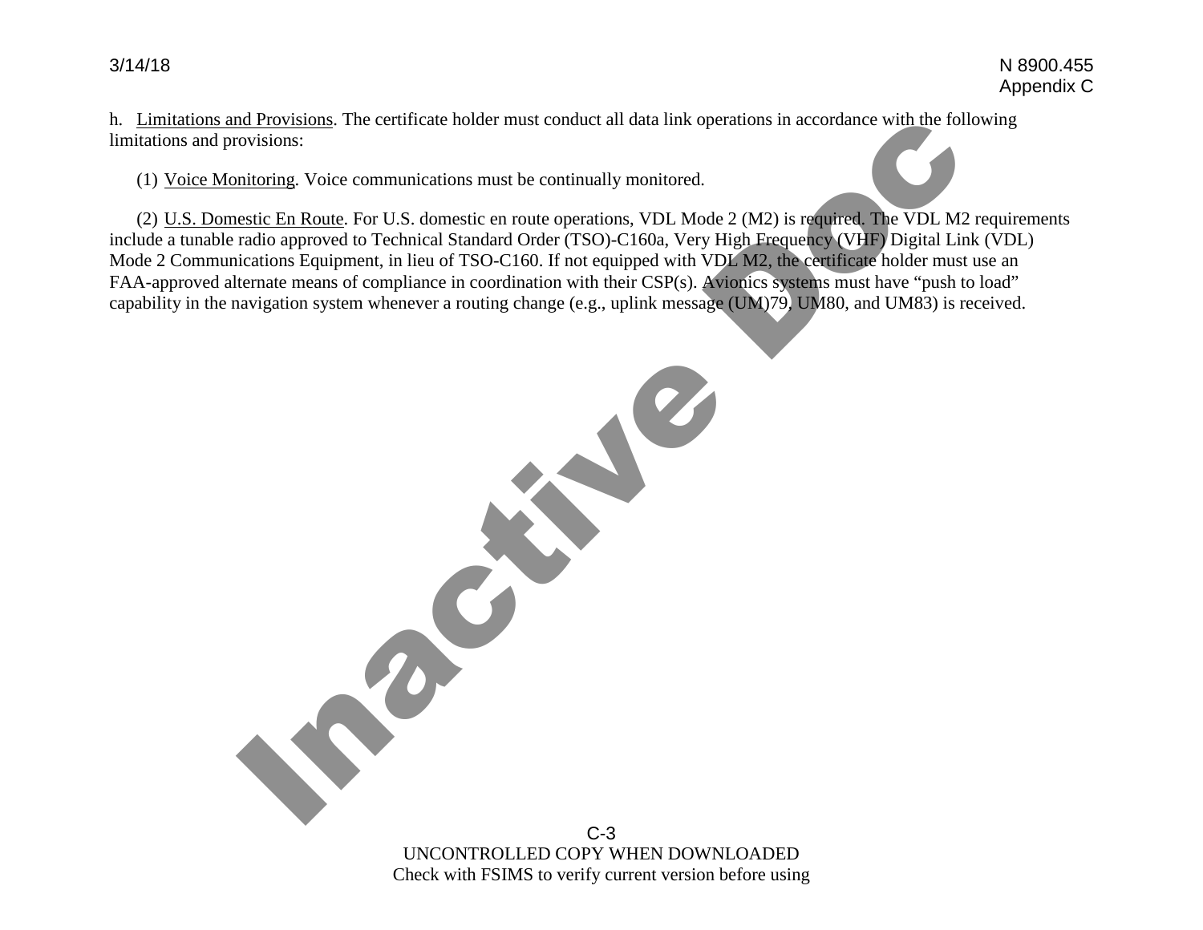h. Limitations and Provisions. The certificate holder must conduct all data link operations in accordance with the following limitations and provisions:

(1) Voice Monitoring. Voice communications must be continually monitored.

(2) U.S. Domestic En Route. For U.S. domestic en route operations, VDL Mode 2 (M2) is required. The VDL M2 requirements include a tunable radio approved to Technical Standard Order (TSO)-C160a, Very High Frequency (VHF) Digital Link (VDL) Mode 2 Communications Equipment, in lieu of TSO-C160. If not equipped with VDL M2, the certificate holder must use an FAA-approved alternate means of compliance in coordination with their CSP(s). Avionics systems must have "push to load" capability in the navigation system whenever a routing change (e.g., uplink message (UM)79, UM80, and UM83) is received.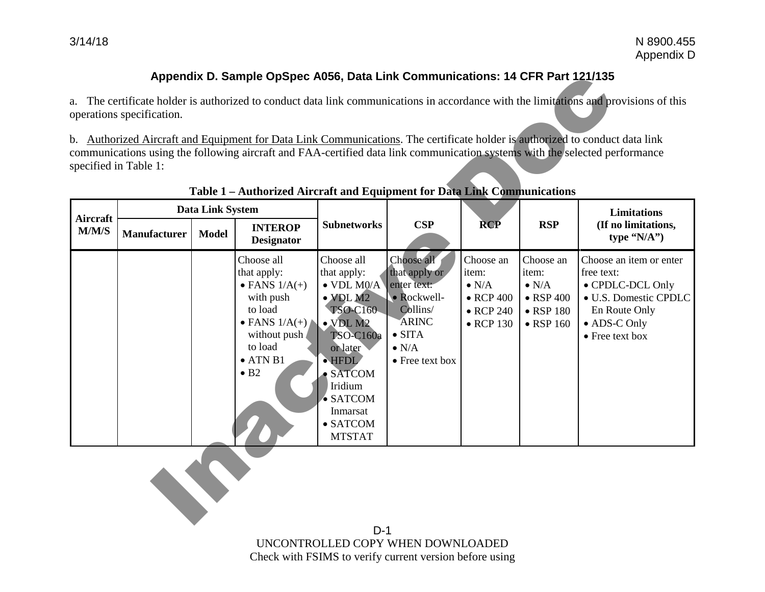## Appendix D. Sample OpSpec A056, Data Link Communications: 14 CFR Part 121/135

a. The certificate holder is authorized to conduct data link communications in accordance with the limitations and provisions of this operations specification.

b. Authorized Aircraft and Equipment for Data Link Communications. The certificate holder is authorized to conduct data link communications using the following aircraft and FAA-certified data link communication systems with the selected performance specified in Table 1:

**Table 1 – Authorized Aircraft and Equipment for Data Link Communications**

| Aircraft M/M/S | Data Link System | | | Subnetworks | CSP | RCP | RSP | Limitations (If no limitations, type "N/A") |
|---|---|---|---|---|---|---|---|---|
| | Manufacturer | Model | INTEROP Designator | | | | | |
| | | | Choose all that apply: • FANS 1/A(+) with push to load • FANS 1/A(+) without push to load • ATN B1 • B2 | Choose all that apply: • VDL M0/A • VDL M2 TSO-C160 • VDL M2 TSO-C160a or later • HFDL • SATCOM Iridium • SATCOM Inmarsat • SATCOM MTSTAT | Choose all that apply or enter text: • Rockwell-Collins/ ARINC • SITA • N/A • Free text box | Choose an item: • N/A • RCP 400 • RCP 240 • RCP 130 | Choose an item: • N/A • RSP 400 • RSP 180 • RSP 160 | Choose an item or enter free text: • CPDLC-DCL Only • U.S. Domestic CPDLC En Route Only • ADS-C Only • Free text box |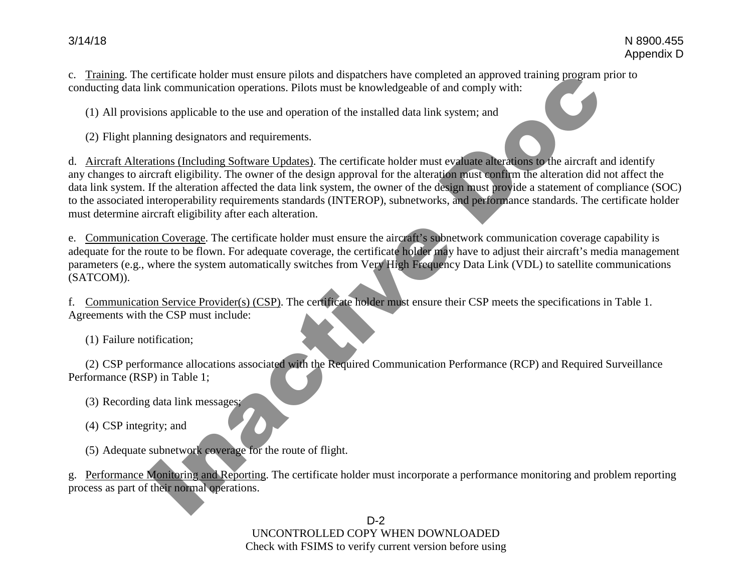c. Training. The certificate holder must ensure pilots and dispatchers have completed an approved training program prior to conducting data link communication operations. Pilots must be knowledgeable of and comply with:

(1) All provisions applicable to the use and operation of the installed data link system; and

(2) Flight planning designators and requirements.

d. Aircraft Alterations (Including Software Updates). The certificate holder must evaluate alterations to the aircraft and identify any changes to aircraft eligibility. The owner of the design approval for the alteration must confirm the alteration did not affect the data link system. If the alteration affected the data link system, the owner of the design must provide a statement of compliance (SOC) to the associated interoperability requirements standards (INTEROP), subnetworks, and performance standards. The certificate holder must determine aircraft eligibility after each alteration.

e. Communication Coverage. The certificate holder must ensure the aircraft's subnetwork communication coverage capability is adequate for the route to be flown. For adequate coverage, the certificate holder may have to adjust their aircraft's media management parameters (e.g., where the system automatically switches from Very High Frequency Data Link (VDL) to satellite communications (SATCOM)).

f. Communication Service Provider(s) (CSP). The certificate holder must ensure their CSP meets the specifications in Table 1. Agreements with the CSP must include:

(1) Failure notification;

(2) CSP performance allocations associated with the Required Communication Performance (RCP) and Required Surveillance Performance (RSP) in Table 1;

(3) Recording data link messages;

(4) CSP integrity; and

(5) Adequate subnetwork coverage for the route of flight.

g. Performance Monitoring and Reporting. The certificate holder must incorporate a performance monitoring and problem reporting process as part of their normal operations.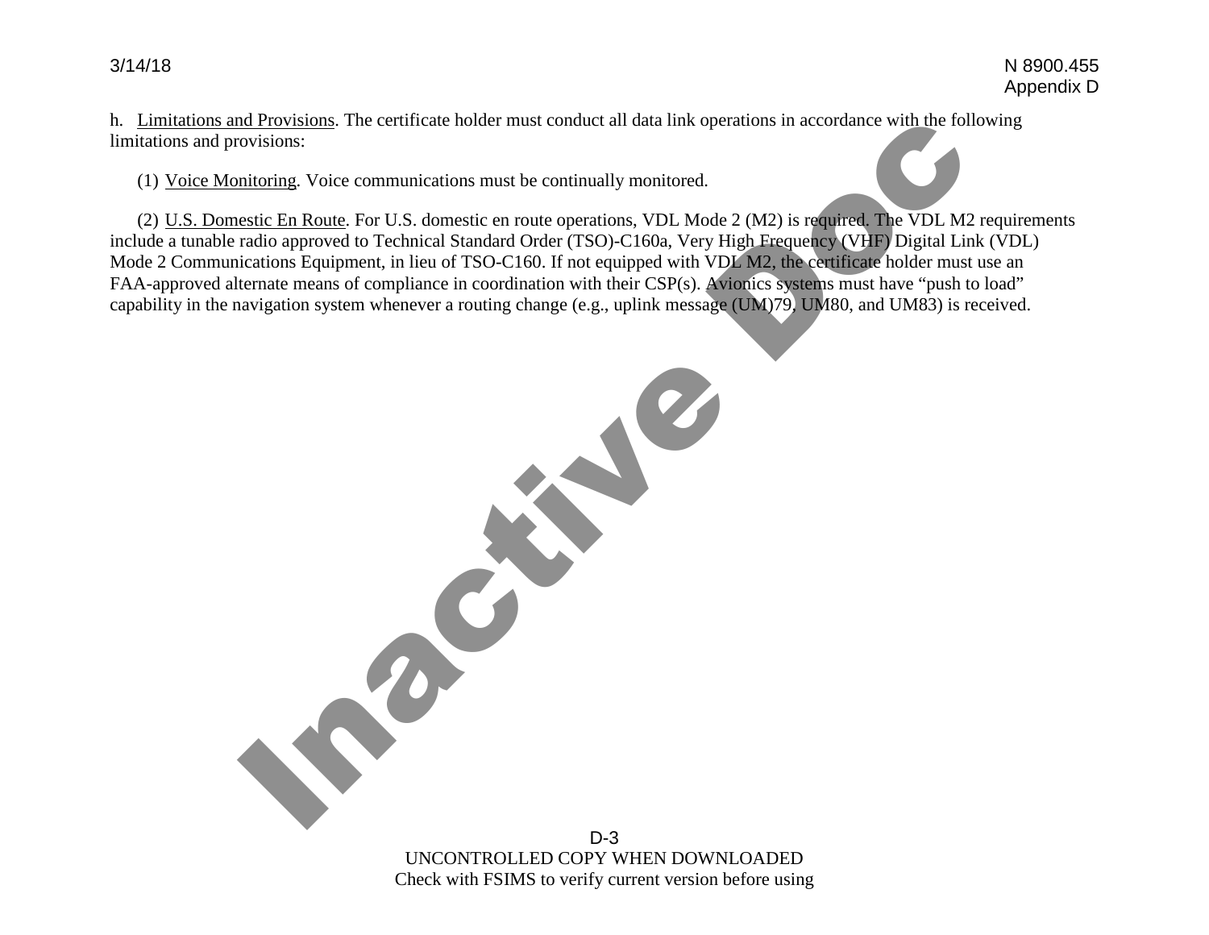h. Limitations and Provisions. The certificate holder must conduct all data link operations in accordance with the following limitations and provisions:

(1) Voice Monitoring. Voice communications must be continually monitored.

(2) U.S. Domestic En Route. For U.S. domestic en route operations, VDL Mode 2 (M2) is required. The VDL M2 requirements include a tunable radio approved to Technical Standard Order (TSO)-C160a, Very High Frequency (VHF) Digital Link (VDL) Mode 2 Communications Equipment, in lieu of TSO-C160. If not equipped with VDL M2, the certificate holder must use an FAA-approved alternate means of compliance in coordination with their CSP(s). Avionics systems must have "push to load" capability in the navigation system whenever a routing change (e.g., uplink message (UM)79, UM80, and UM83) is received.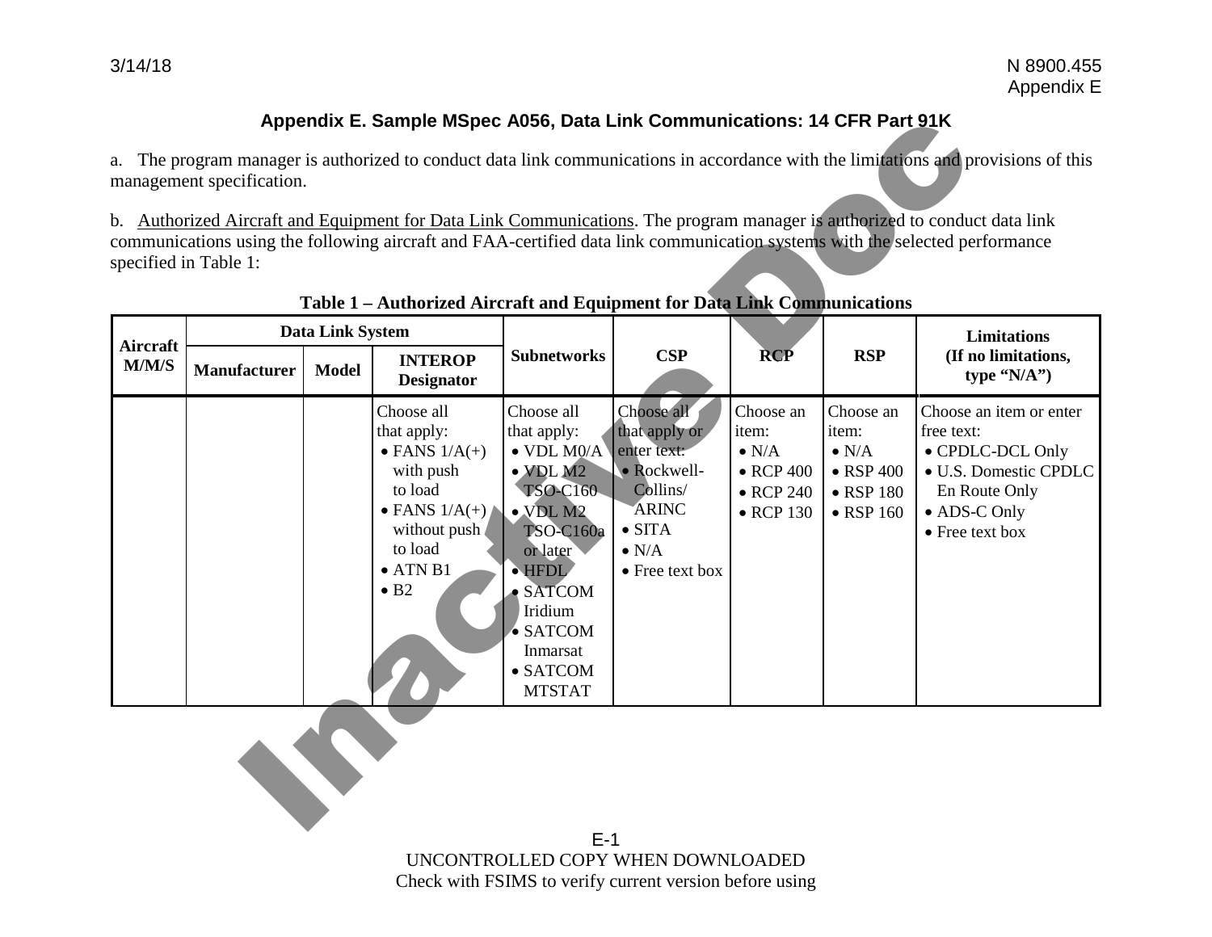# Appendix E. Sample MSpec A056, Data Link Communications: 14 CFR Part 91K

a. The program manager is authorized to conduct data link communications in accordance with the limitations and provisions of this management specification.

b. Authorized Aircraft and Equipment for Data Link Communications. The program manager is authorized to conduct data link communications using the following aircraft and FAA-certified data link communication systems with the selected performance specified in Table 1:

**Table 1 – Authorized Aircraft and Equipment for Data Link Communications**

| Aircraft M/M/S | Data Link System | | | Subnetworks | CSP | RCP | RSP | Limitations (If no limitations, type "N/A") |
|---|---|---|---|---|---|---|---|---|
| | Manufacturer | Model | INTEROP Designator | | | | | |
| | | | Choose all that apply: • FANS 1/A(+) with push to load • FANS 1/A(+) without push to load • ATN B1 • B2 | Choose all that apply: • VDL M0/A • VDL M2 TSO-C160 • VDL M2 TSO-C160a or later • HFDL • SATCOM Iridium • SATCOM Inmarsat • SATCOM MTSTAT | Choose all that apply or enter text: • Rockwell-Collins/ ARINC • SITA • N/A • Free text box | Choose an item: • N/A • RCP 400 • RCP 240 • RCP 130 | Choose an item: • N/A • RSP 400 • RSP 180 • RSP 160 | Choose an item or enter free text: • CPDLC-DCL Only • U.S. Domestic CPDLC En Route Only • ADS-C Only • Free text box |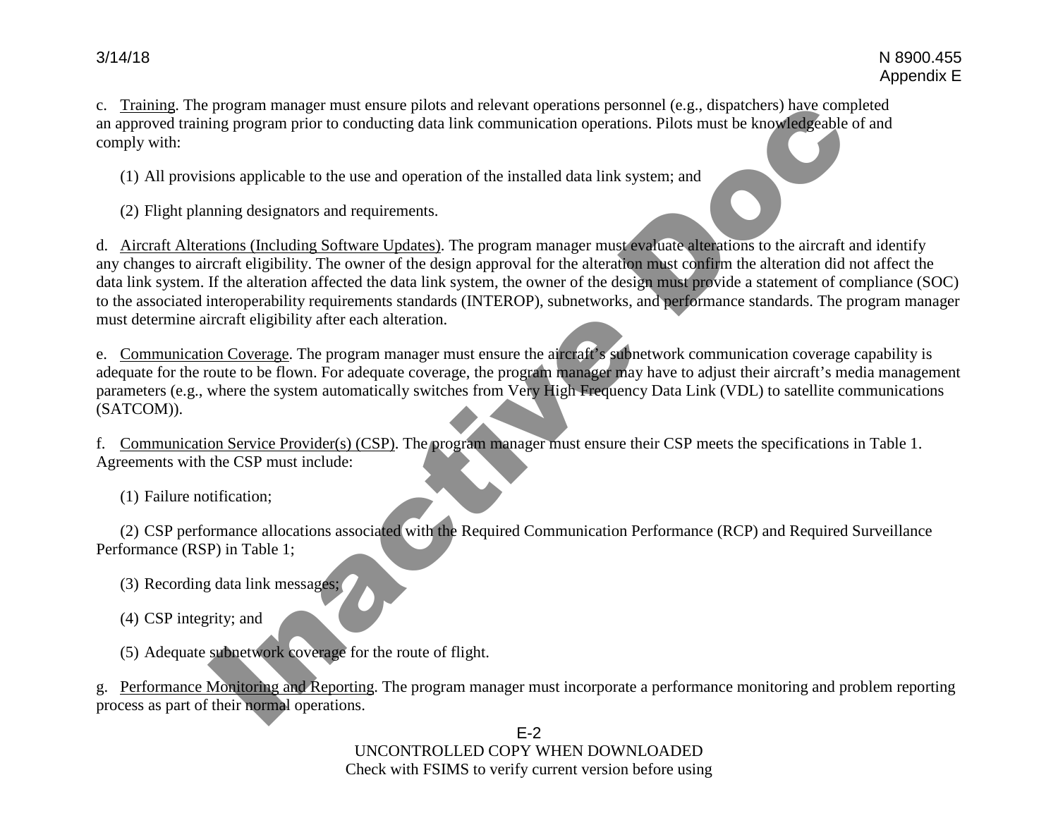c. Training. The program manager must ensure pilots and relevant operations personnel (e.g., dispatchers) have completed an approved training program prior to conducting data link communication operations. Pilots must be knowledgeable of and comply with:

(1) All provisions applicable to the use and operation of the installed data link system; and

(2) Flight planning designators and requirements.

d. Aircraft Alterations (Including Software Updates). The program manager must evaluate alterations to the aircraft and identify any changes to aircraft eligibility. The owner of the design approval for the alteration must confirm the alteration did not affect the data link system. If the alteration affected the data link system, the owner of the design must provide a statement of compliance (SOC) to the associated interoperability requirements standards (INTEROP), subnetworks, and performance standards. The program manager must determine aircraft eligibility after each alteration.

e. Communication Coverage. The program manager must ensure the aircraft's subnetwork communication coverage capability is adequate for the route to be flown. For adequate coverage, the program manager may have to adjust their aircraft's media management parameters (e.g., where the system automatically switches from Very High Frequency Data Link (VDL) to satellite communications (SATCOM)).

f. Communication Service Provider(s) (CSP). The program manager must ensure their CSP meets the specifications in Table 1. Agreements with the CSP must include:

(1) Failure notification;

(2) CSP performance allocations associated with the Required Communication Performance (RCP) and Required Surveillance Performance (RSP) in Table 1;

(3) Recording data link messages;

(4) CSP integrity; and

(5) Adequate subnetwork coverage for the route of flight.

g. Performance Monitoring and Reporting. The program manager must incorporate a performance monitoring and problem reporting process as part of their normal operations.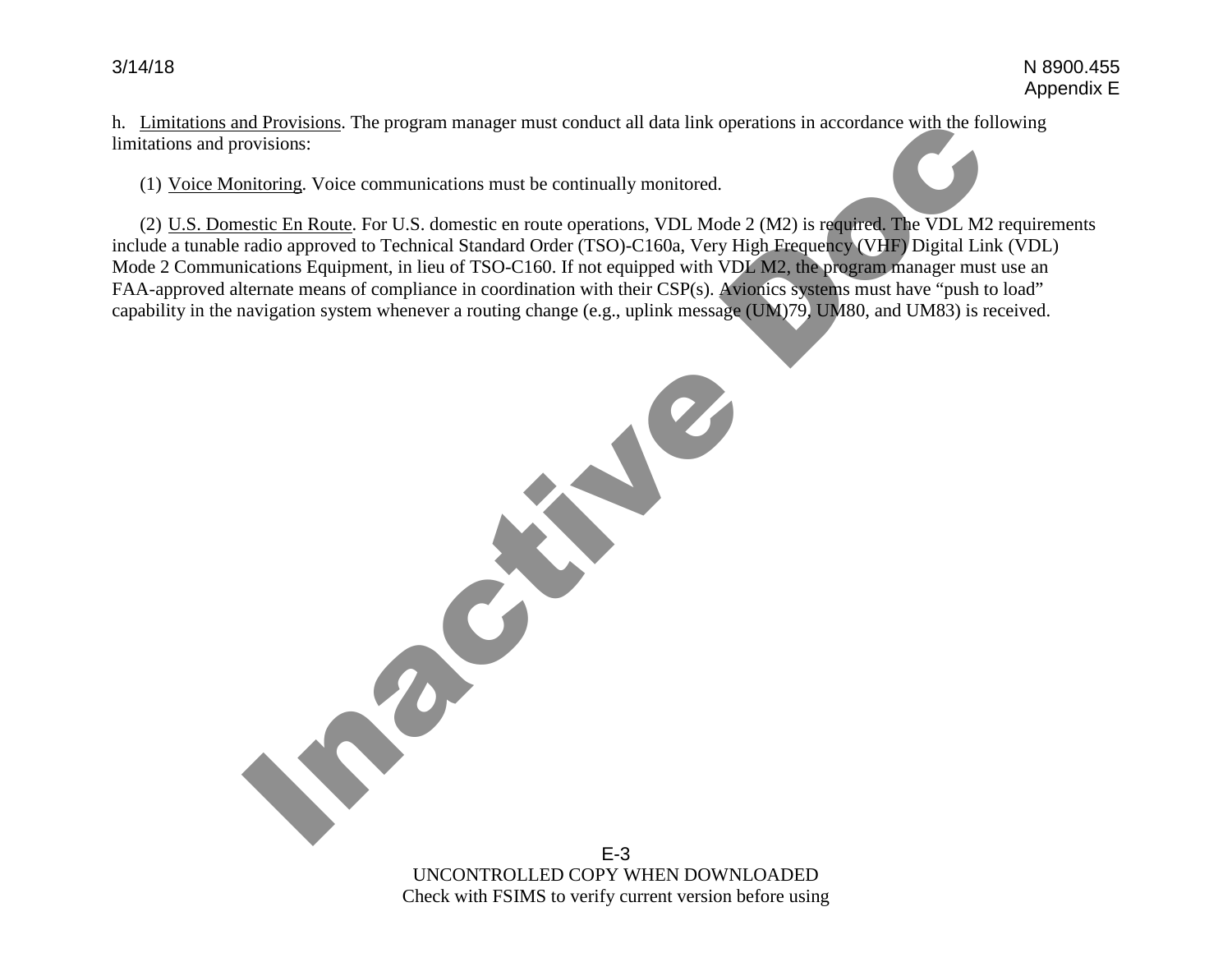h. Limitations and Provisions. The program manager must conduct all data link operations in accordance with the following limitations and provisions:

(1) Voice Monitoring. Voice communications must be continually monitored.

(2) U.S. Domestic En Route. For U.S. domestic en route operations, VDL Mode 2 (M2) is required. The VDL M2 requirements include a tunable radio approved to Technical Standard Order (TSO)-C160a, Very High Frequency (VHF) Digital Link (VDL) Mode 2 Communications Equipment, in lieu of TSO-C160. If not equipped with VDL M2, the program manager must use an FAA-approved alternate means of compliance in coordination with their CSP(s). Avionics systems must have "push to load" capability in the navigation system whenever a routing change (e.g., uplink message (UM)79, UM80, and UM83) is received.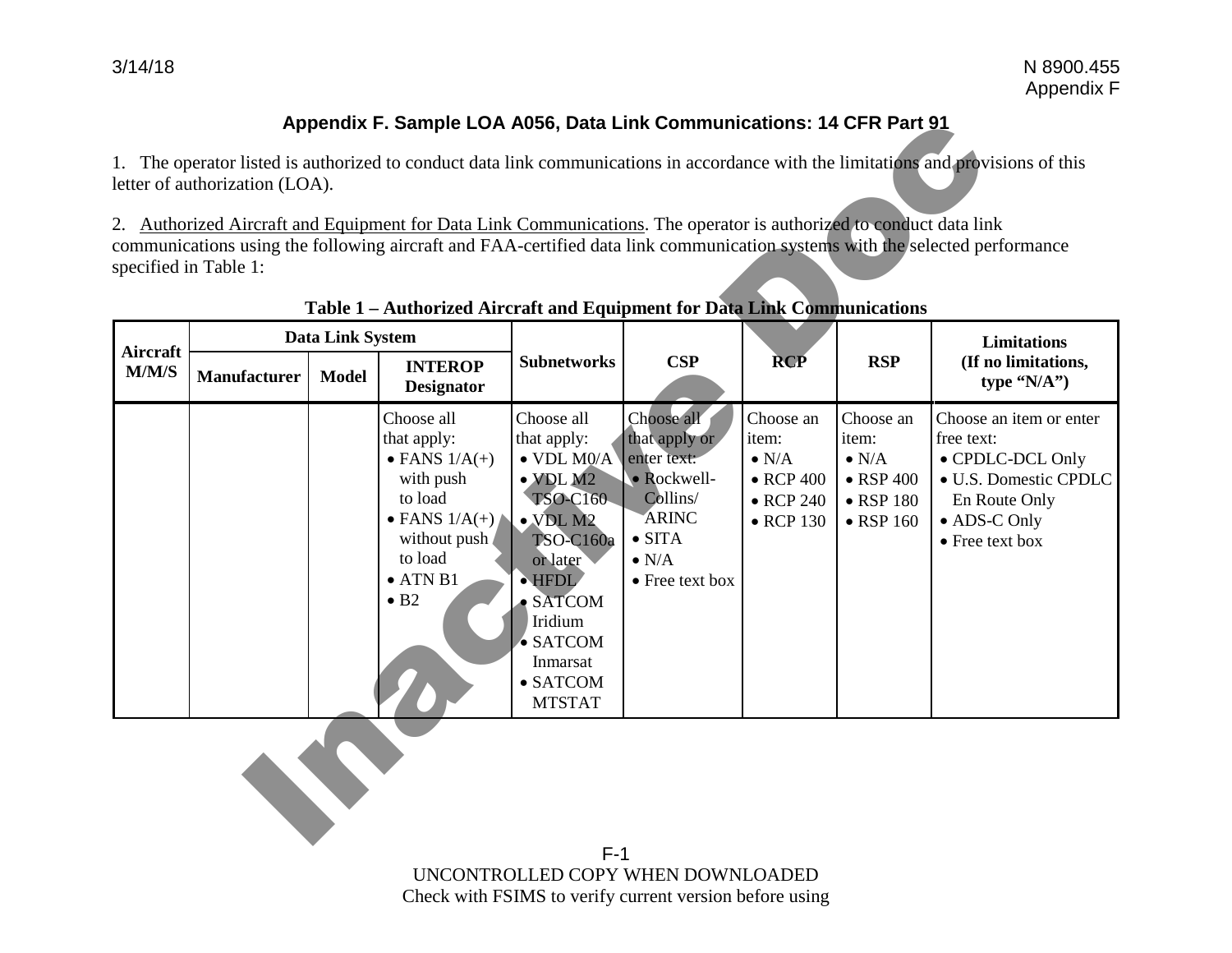## Appendix F. Sample LOA A056, Data Link Communications: 14 CFR Part 91

1. The operator listed is authorized to conduct data link communications in accordance with the limitations and provisions of this letter of authorization (LOA).

2. Authorized Aircraft and Equipment for Data Link Communications. The operator is authorized to conduct data link communications using the following aircraft and FAA-certified data link communication systems with the selected performance specified in Table 1:

**Table 1 – Authorized Aircraft and Equipment for Data Link Communications**

| Aircraft M/M/S | Data Link System | | | Subnetworks | CSP | RCP | RSP | Limitations (If no limitations, type "N/A") |
|---|---|---|---|---|---|---|---|---|
| | Manufacturer | Model | INTEROP Designator | | | | | |
| | | | Choose all that apply:<br>• FANS 1/A(+) with push to load<br>• FANS 1/A(+) without push to load<br>• ATN B1<br>• B2 | Choose all that apply:<br>• VDL M0/A<br>• VDL M2 TSO-C160<br>• VDL M2 TSO-C160a or later<br>• HFDL<br>• SATCOM Iridium<br>• SATCOM Inmarsat<br>• SATCOM MTSTAT | Choose all that apply or enter text:<br>• Rockwell-Collins/ ARINC<br>• SITA<br>• N/A<br>• Free text box | Choose an item:<br>• N/A<br>• RCP 400<br>• RCP 240<br>• RCP 130 | Choose an item:<br>• N/A<br>• RSP 400<br>• RSP 180<br>• RSP 160 | Choose an item or enter free text:<br>• CPDLC-DCL Only<br>• U.S. Domestic CPDLC En Route Only<br>• ADS-C Only<br>• Free text box |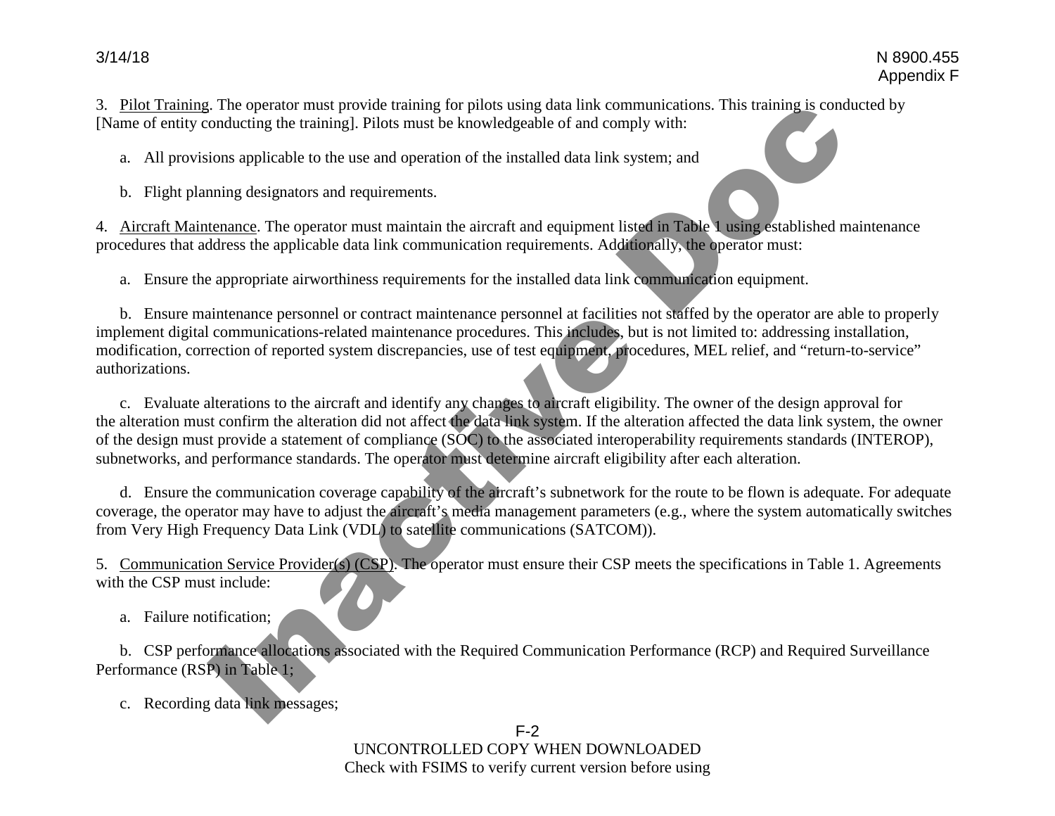3. Pilot Training. The operator must provide training for pilots using data link communications. This training is conducted by [Name of entity conducting the training]. Pilots must be knowledgeable of and comply with:

a. All provisions applicable to the use and operation of the installed data link system; and

b. Flight planning designators and requirements.

4. Aircraft Maintenance. The operator must maintain the aircraft and equipment listed in Table 1 using established maintenance procedures that address the applicable data link communication requirements. Additionally, the operator must:

a. Ensure the appropriate airworthiness requirements for the installed data link communication equipment.

b. Ensure maintenance personnel or contract maintenance personnel at facilities not staffed by the operator are able to properly implement digital communications-related maintenance procedures. This includes, but is not limited to: addressing installation, modification, correction of reported system discrepancies, use of test equipment, procedures, MEL relief, and "return-to-service" authorizations.

c. Evaluate alterations to the aircraft and identify any changes to aircraft eligibility. The owner of the design approval for the alteration must confirm the alteration did not affect the data link system. If the alteration affected the data link system, the owner of the design must provide a statement of compliance (SOC) to the associated interoperability requirements standards (INTEROP), subnetworks, and performance standards. The operator must determine aircraft eligibility after each alteration.

d. Ensure the communication coverage capability of the aircraft's subnetwork for the route to be flown is adequate. For adequate coverage, the operator may have to adjust the aircraft's media management parameters (e.g., where the system automatically switches from Very High Frequency Data Link (VDL) to satellite communications (SATCOM)).

5. Communication Service Provider(s) (CSP). The operator must ensure their CSP meets the specifications in Table 1. Agreements with the CSP must include:

a. Failure notification;

b. CSP performance allocations associated with the Required Communication Performance (RCP) and Required Surveillance Performance (RSP) in Table 1;

c. Recording data link messages;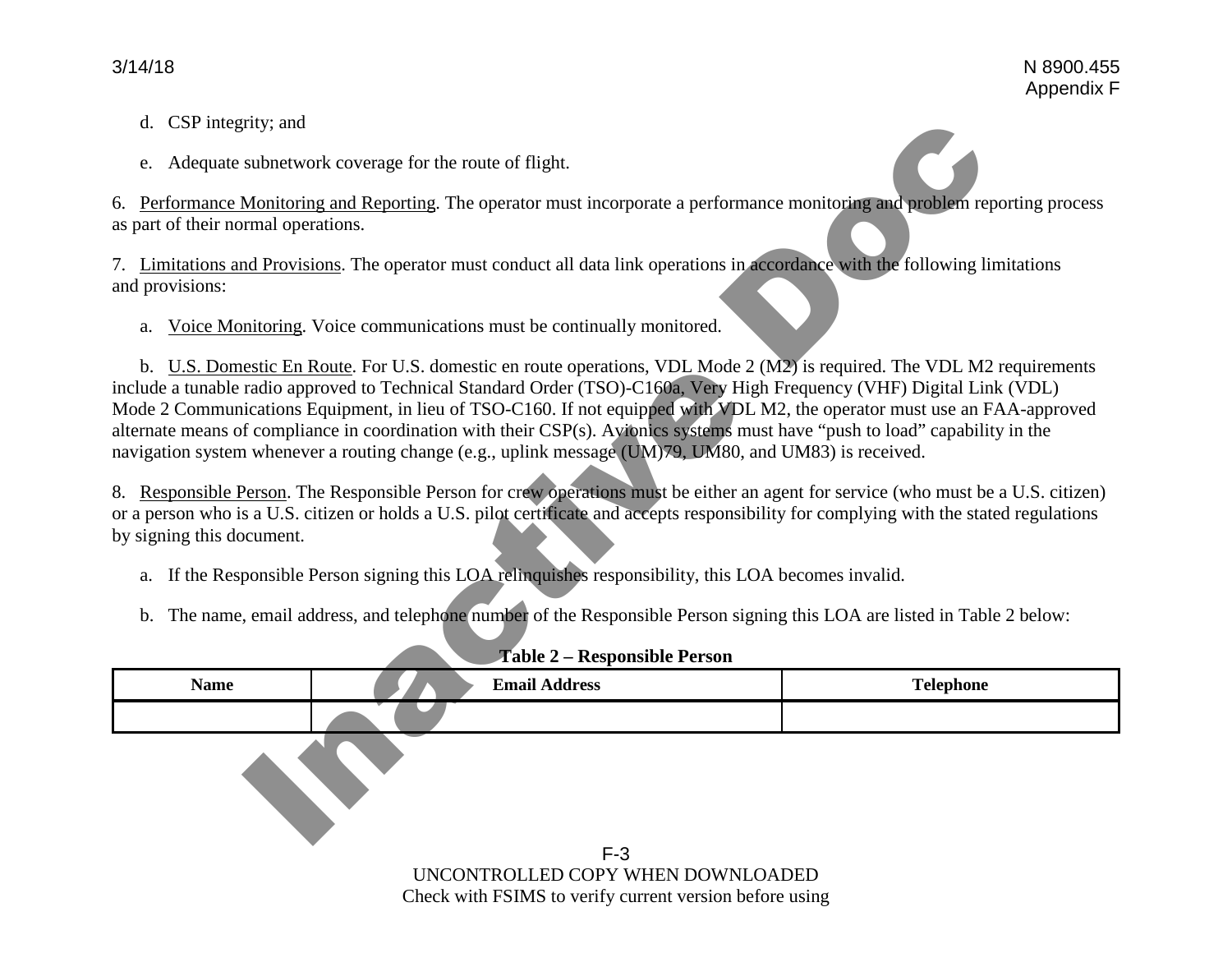d. CSP integrity; and

e. Adequate subnetwork coverage for the route of flight.

6. Performance Monitoring and Reporting. The operator must incorporate a performance monitoring and problem reporting process as part of their normal operations.

7. Limitations and Provisions. The operator must conduct all data link operations in accordance with the following limitations and provisions:

a. Voice Monitoring. Voice communications must be continually monitored.

b. U.S. Domestic En Route. For U.S. domestic en route operations, VDL Mode 2 (M2) is required. The VDL M2 requirements include a tunable radio approved to Technical Standard Order (TSO)-C160a, Very High Frequency (VHF) Digital Link (VDL) Mode 2 Communications Equipment, in lieu of TSO-C160. If not equipped with VDL M2, the operator must use an FAA-approved alternate means of compliance in coordination with their CSP(s). Avionics systems must have "push to load" capability in the navigation system whenever a routing change (e.g., uplink message (UM)79, UM80, and UM83) is received.

8. Responsible Person. The Responsible Person for crew operations must be either an agent for service (who must be a U.S. citizen) or a person who is a U.S. citizen or holds a U.S. pilot certificate and accepts responsibility for complying with the stated regulations by signing this document.

a. If the Responsible Person signing this LOA relinquishes responsibility, this LOA becomes invalid.

b. The name, email address, and telephone number of the Responsible Person signing this LOA are listed in Table 2 below:

**Table 2 – Responsible Person**

| Name | Email Address | Telephone |
|---|---|---|
| | | |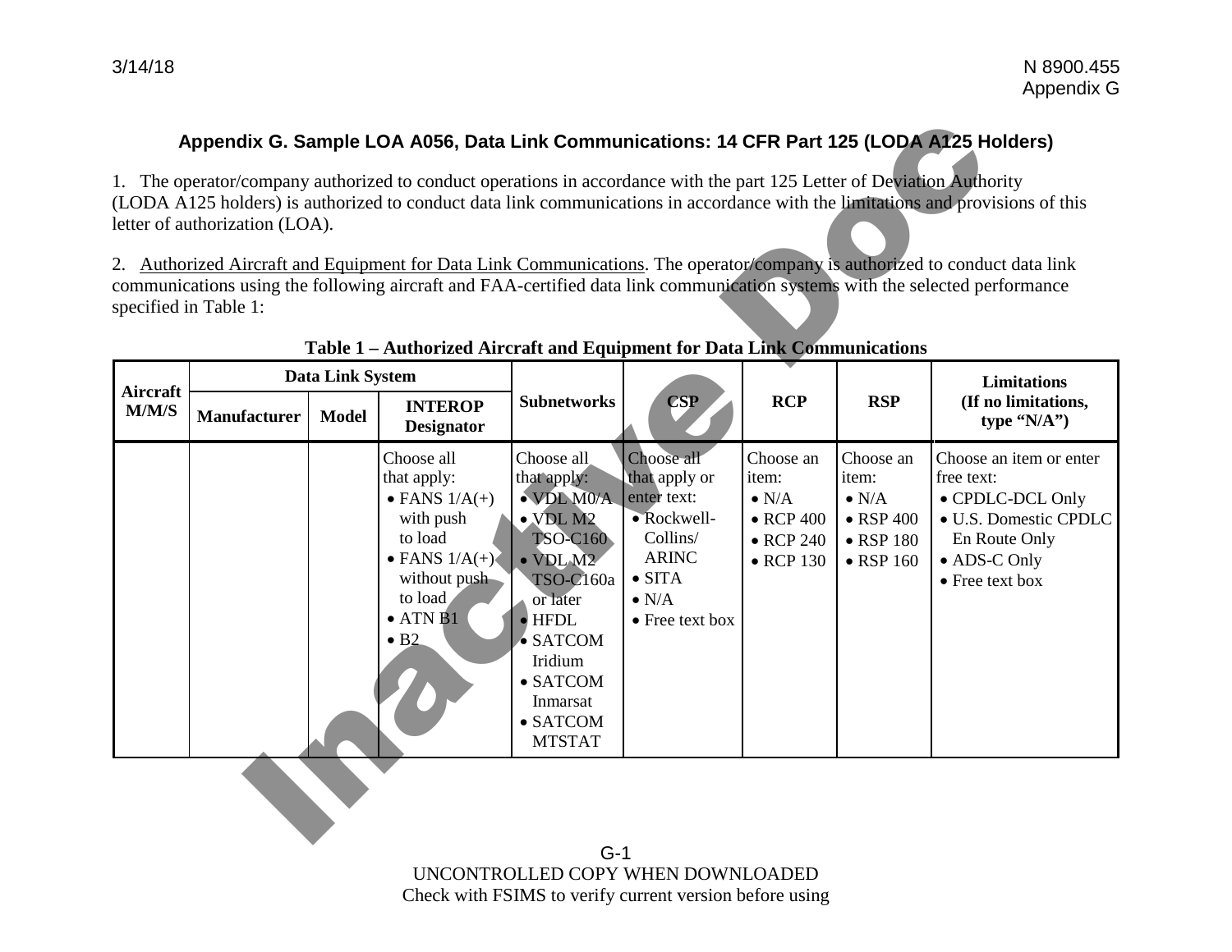## Appendix G. Sample LOA A056, Data Link Communications: 14 CFR Part 125 (LODA A125 Holders)

1. The operator/company authorized to conduct operations in accordance with the part 125 Letter of Deviation Authority (LODA A125 holders) is authorized to conduct data link communications in accordance with the limitations and provisions of this letter of authorization (LOA).

2. Authorized Aircraft and Equipment for Data Link Communications. The operator/company is authorized to conduct data link communications using the following aircraft and FAA-certified data link communication systems with the selected performance specified in Table 1:

**Table 1 – Authorized Aircraft and Equipment for Data Link Communications**

| Aircraft M/M/S | Data Link System | | | Subnetworks | CSP | RCP | RSP | Limitations (If no limitations, type "N/A") |
|---|---|---|---|---|---|---|---|---|
| | Manufacturer | Model | INTEROP Designator | | | | | |
| | | | Choose all that apply: • FANS 1/A(+) with push to load • FANS 1/A(+) without push to load • ATN B1 • B2 | Choose all that apply: • VDL M0/A • VDL M2 TSO-C160 • VDL M2 TSO-C160a or later • HFDL • SATCOM Iridium • SATCOM Inmarsat • SATCOM MTSTAT | Choose all that apply or enter text: • Rockwell-Collins/ ARINC • SITA • N/A • Free text box | Choose an item: • N/A • RCP 400 • RCP 240 • RCP 130 | Choose an item: • N/A • RSP 400 • RSP 180 • RSP 160 | Choose an item or enter free text: • CPDLC-DCL Only • U.S. Domestic CPDLC En Route Only • ADS-C Only • Free text box |

UNCONTROLLED COPY WHEN DOWNLOADED
Check with FSIMS to verify current version before using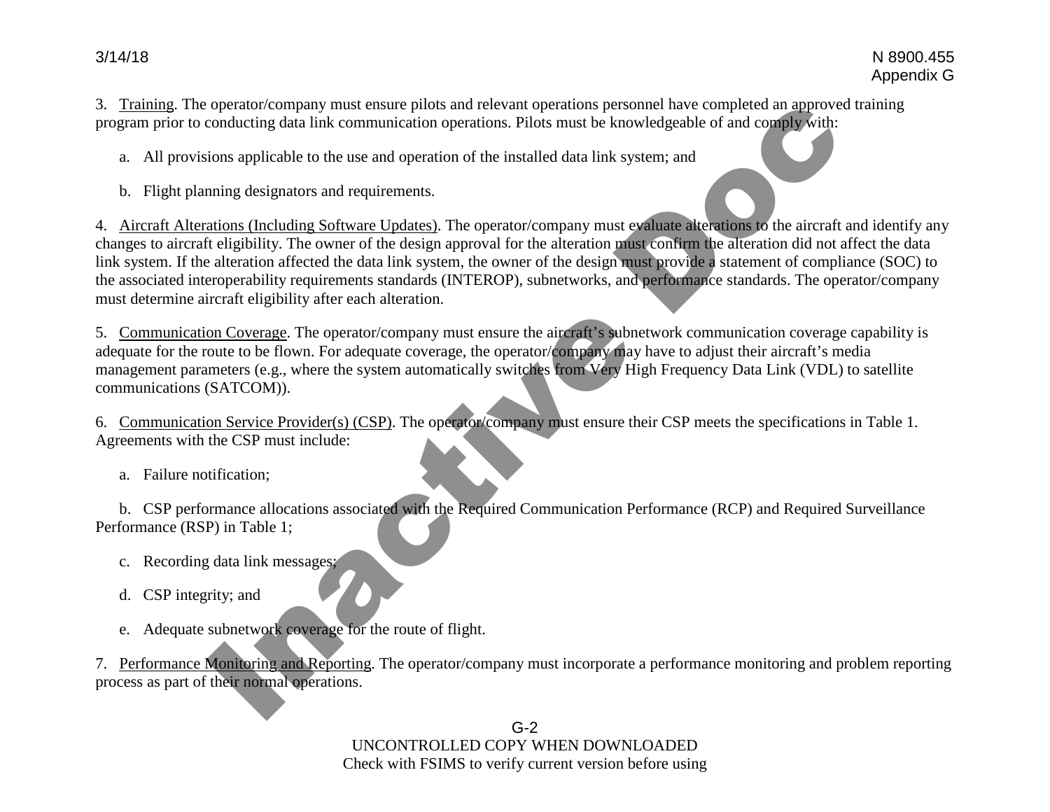3. Training. The operator/company must ensure pilots and relevant operations personnel have completed an approved training program prior to conducting data link communication operations. Pilots must be knowledgeable of and comply with:

   a. All provisions applicable to the use and operation of the installed data link system; and

   b. Flight planning designators and requirements.

4. Aircraft Alterations (Including Software Updates). The operator/company must evaluate alterations to the aircraft and identify any changes to aircraft eligibility. The owner of the design approval for the alteration must confirm the alteration did not affect the data link system. If the alteration affected the data link system, the owner of the design must provide a statement of compliance (SOC) to the associated interoperability requirements standards (INTEROP), subnetworks, and performance standards. The operator/company must determine aircraft eligibility after each alteration.

5. Communication Coverage. The operator/company must ensure the aircraft's subnetwork communication coverage capability is adequate for the route to be flown. For adequate coverage, the operator/company may have to adjust their aircraft's media management parameters (e.g., where the system automatically switches from Very High Frequency Data Link (VDL) to satellite communications (SATCOM)).

6. Communication Service Provider(s) (CSP). The operator/company must ensure their CSP meets the specifications in Table 1. Agreements with the CSP must include:

   a. Failure notification;

   b. CSP performance allocations associated with the Required Communication Performance (RCP) and Required Surveillance Performance (RSP) in Table 1;

   c. Recording data link messages;

   d. CSP integrity; and

   e. Adequate subnetwork coverage for the route of flight.

7. Performance Monitoring and Reporting. The operator/company must incorporate a performance monitoring and problem reporting process as part of their normal operations.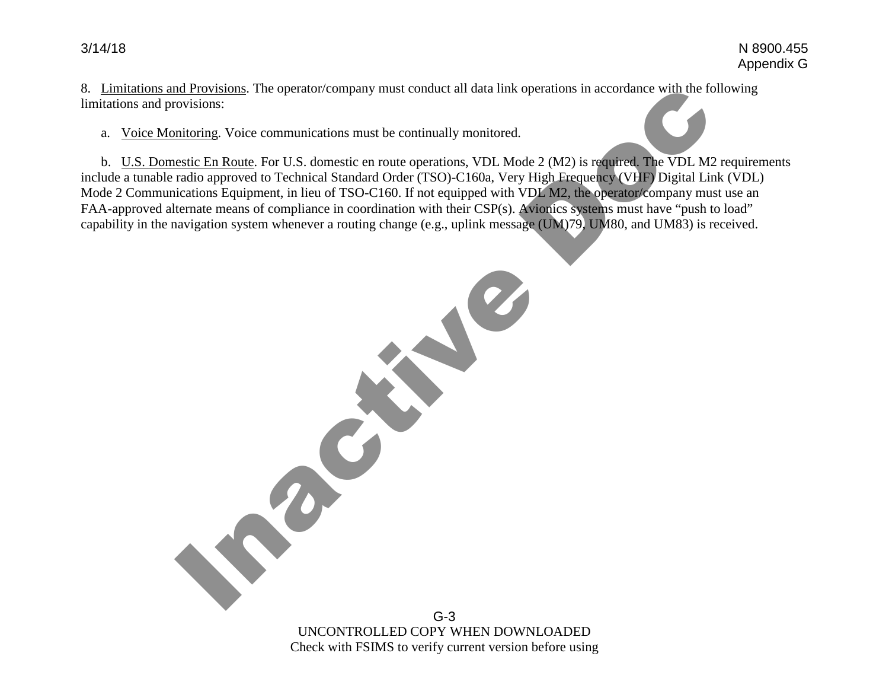8. Limitations and Provisions. The operator/company must conduct all data link operations in accordance with the following limitations and provisions:

a. Voice Monitoring. Voice communications must be continually monitored.

b. U.S. Domestic En Route. For U.S. domestic en route operations, VDL Mode 2 (M2) is required. The VDL M2 requirements include a tunable radio approved to Technical Standard Order (TSO)-C160a, Very High Frequency (VHF) Digital Link (VDL) Mode 2 Communications Equipment, in lieu of TSO-C160. If not equipped with VDL M2, the operator/company must use an FAA-approved alternate means of compliance in coordination with their CSP(s). Avionics systems must have "push to load" capability in the navigation system whenever a routing change (e.g., uplink message (UM)79, UM80, and UM83) is received.